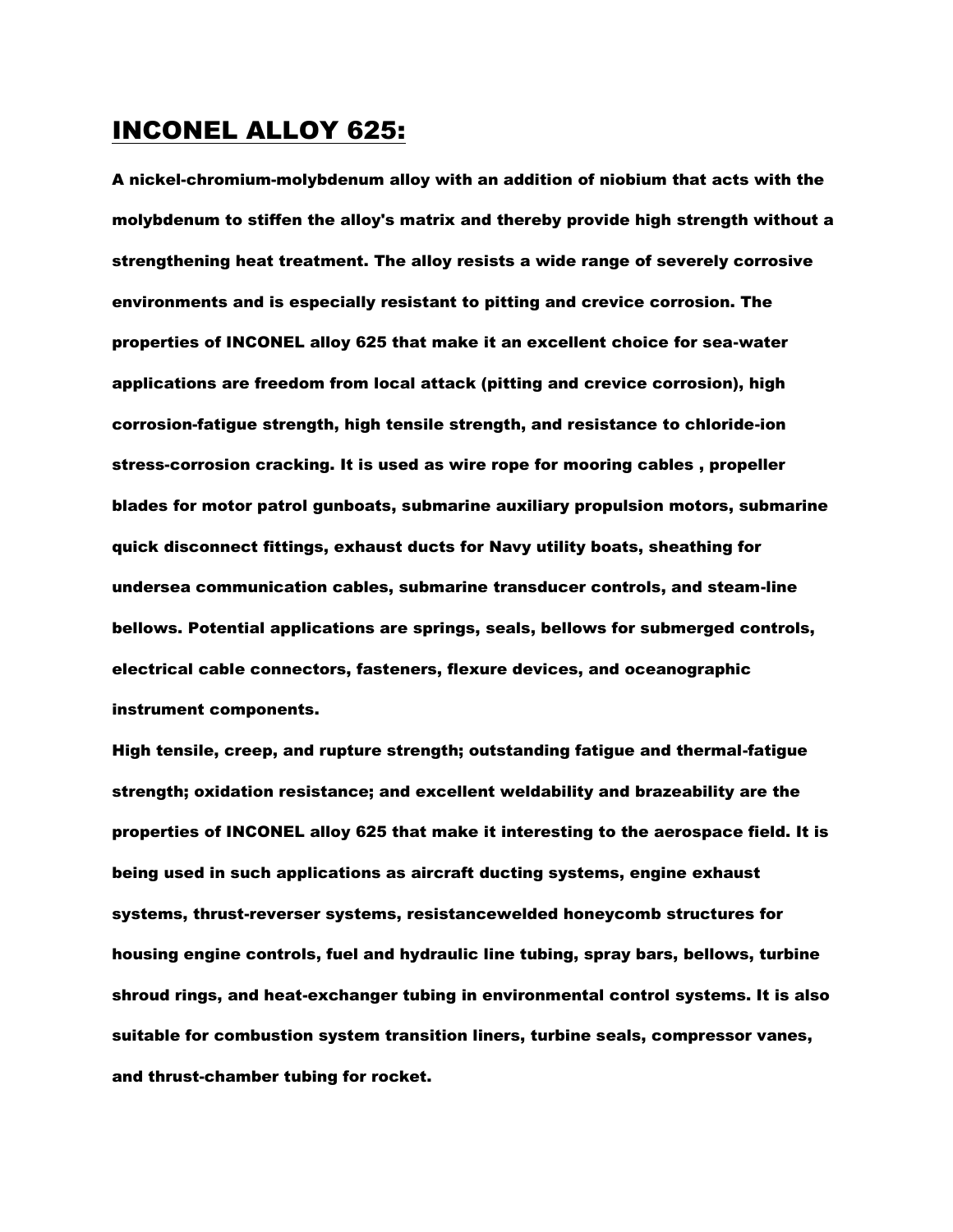# INCONEL ALLOY 625:

**A nickel-chromium-molybdenum alloy with an addition of niobium that acts with the molybdenum to stiffen the alloy's matrix and thereby provide high strength without a strengthening heat treatment. The alloy resists a wide range of severely corrosive environments and is especially resistant to pitting and crevice corrosion. The properties of INCONEL alloy 625 that make it an excellent choice for sea-water applications are freedom from local attack (pitting and crevice corrosion), high corrosion-fatigue strength, high tensile strength, and resistance to chloride-ion stress-corrosion cracking. It is used as wire rope for mooring cables , propeller blades for motor patrol gunboats, submarine auxiliary propulsion motors, submarine quick disconnect fittings, exhaust ducts for Navy utility boats, sheathing for undersea communication cables, submarine transducer controls, and steam-line bellows. Potential applications are springs, seals, bellows for submerged controls, electrical cable connectors, fasteners, flexure devices, and oceanographic instrument components.**

**High tensile, creep, and rupture strength; outstanding fatigue and thermal-fatigue strength; oxidation resistance; and excellent weldability and brazeability are the properties of INCONEL alloy 625 that make it interesting to the aerospace field. It is being used in such applications as aircraft ducting systems, engine exhaust systems, thrust-reverser systems, resistancewelded honeycomb structures for housing engine controls, fuel and hydraulic line tubing, spray bars, bellows, turbine shroud rings, and heat-exchanger tubing in environmental control systems. It is also suitable for combustion system transition liners, turbine seals, compressor vanes, and thrust-chamber tubing for rocket.**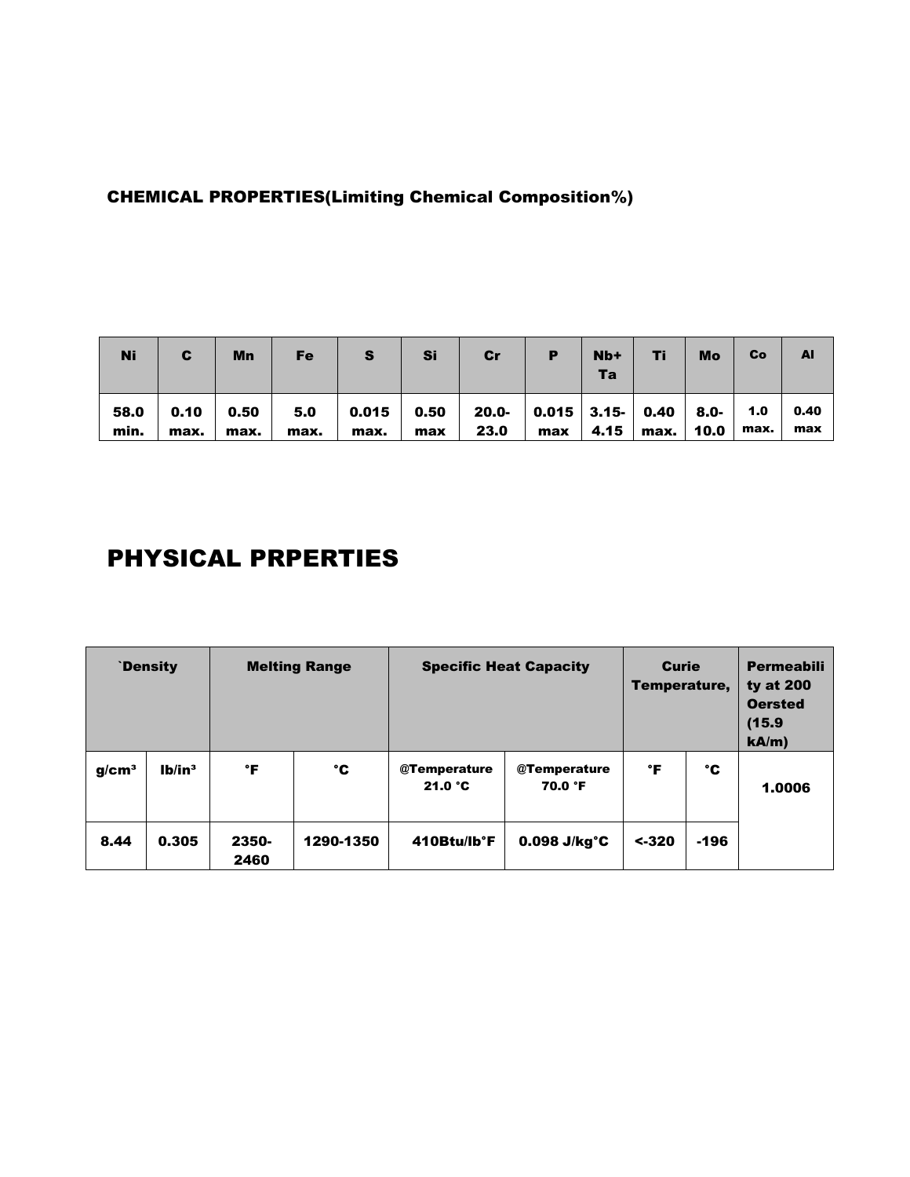### CHEMICAL PROPERTIES(Limiting Chemical Composition%)

| Ni | C | Mn | Fe | S | Si | Cr | P | Nb+ Ta | Ti | Mo | Co | Al |
|---|---|---|---|---|---|---|---|---|---|---|---|---|
| 58.0 min. | 0.10 max. | 0.50 max. | 5.0 max. | 0.015 max. | 0.50 max | 20.0-23.0 | 0.015 max | 3.15-4.15 | 0.40 max. | 8.0-10.0 | 1.0 max. | 0.40 max |

# PHYSICAL PRPERTIES

| `Density | | Melting Range | | Specific Heat Capacity | | Curie Temperature, | | Permeability at 200 Oersted (15.9 kA/m) |
|---|---|---|---|---|---|---|---|---|
| g/cm³ | lb/in³ | °F | °C | @Temperature 21.0 °C | @Temperature 70.0 °F | °F | °C | 1.0006 |
| 8.44 | 0.305 | 2350-2460 | 1290-1350 | 410Btu/lb°F | 0.098 J/kg°C | <-320 | -196 | |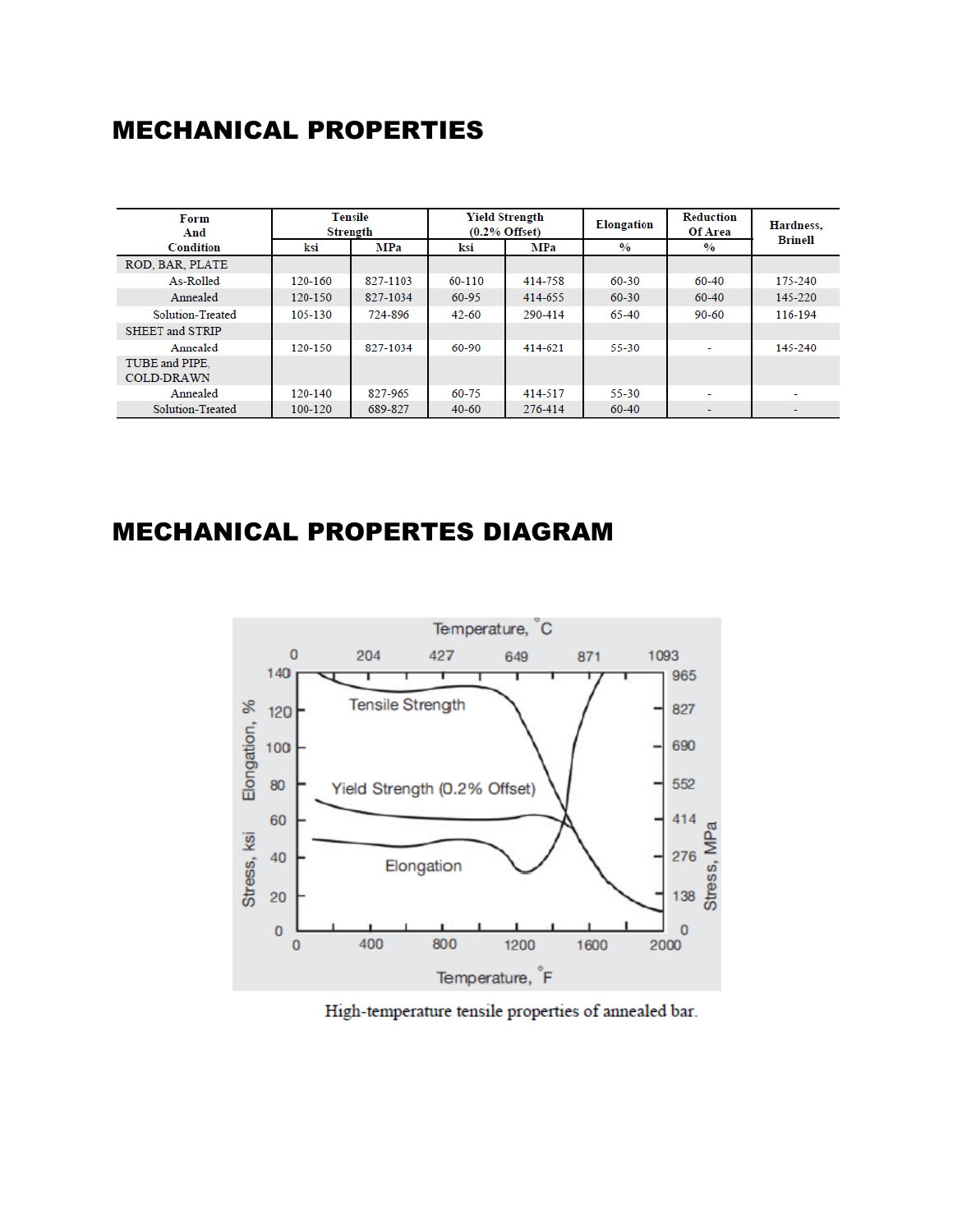# MECHANICAL PROPERTIES

| Form And Condition | Tensile Strength | | Yield Strength (0.2% Offset) | | Elongation | Reduction Of Area | Hardness, Brinell |
|---|---|---|---|---|---|---|---|
| | ksi | MPa | ksi | MPa | % | % | |
| ROD, BAR, PLATE | | | | | | | |
| As-Rolled | 120-160 | 827-1103 | 60-110 | 414-758 | 60-30 | 60-40 | 175-240 |
| Annealed | 120-150 | 827-1034 | 60-95 | 414-655 | 60-30 | 60-40 | 145-220 |
| Solution-Treated | 105-130 | 724-896 | 42-60 | 290-414 | 65-40 | 90-60 | 116-194 |
| SHEET and STRIP | | | | | | | |
| Annealed | 120-150 | 827-1034 | 60-90 | 414-621 | 55-30 | - | 145-240 |
| TUBE and PIPE, COLD-DRAWN | | | | | | | |
| Annealed | 120-140 | 827-965 | 60-75 | 414-517 | 55-30 | - | - |
| Solution-Treated | 100-120 | 689-827 | 40-60 | 276-414 | 60-40 | - | - |

# MECHANICAL PROPERTES DIAGRAM

High-temperature tensile properties of annealed bar.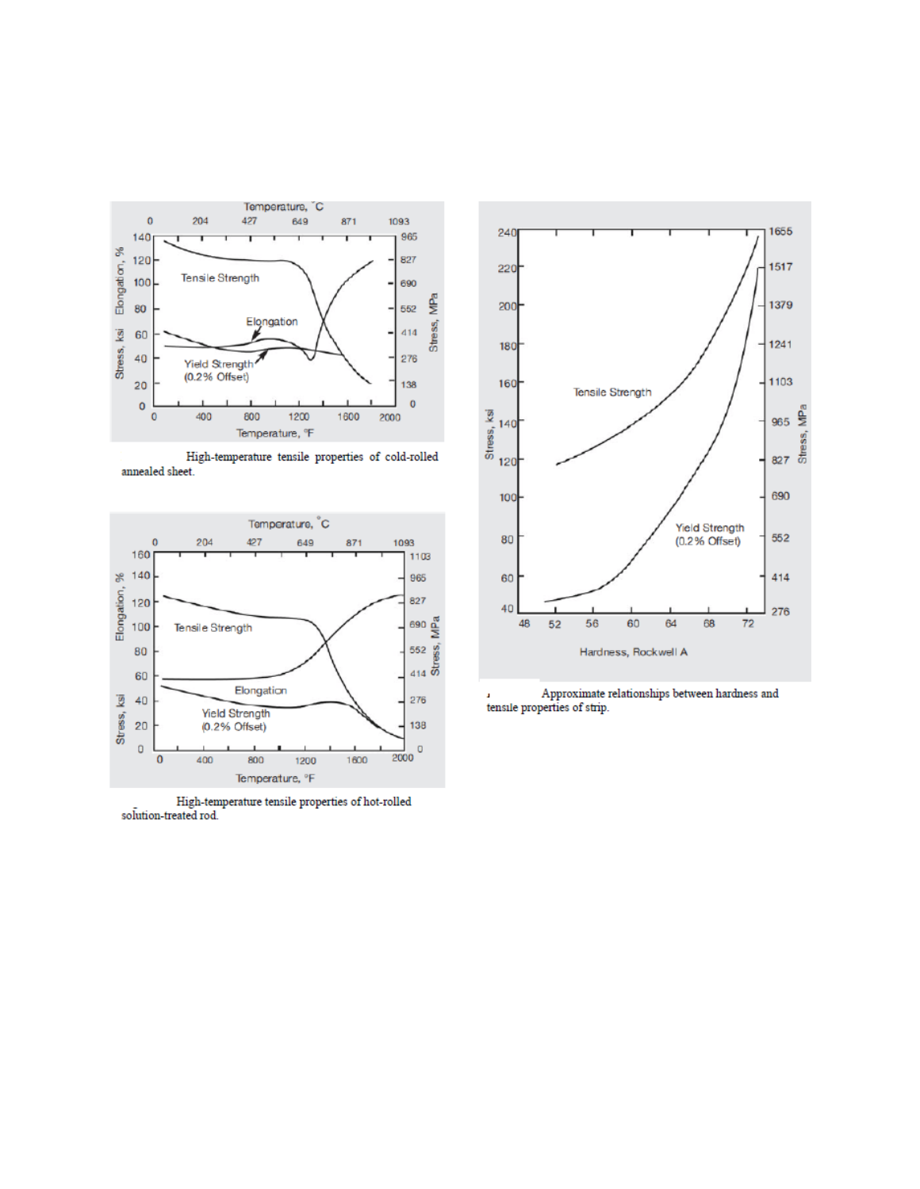Temperature, °C

0 204 427 649 871 1093

140 965

120 827

100 690

80 552

60 414

40 276

20 138

0 0

0 400 800 1200 1600 2000

Temperature, °F

Stress, ksi Elongation, %

Stress, MPa

Tensile Strength

Elongation

Yield Strength (0.2% Offset)

High-temperature tensile properties of cold-rolled annealed sheet.

Temperature, °C

0 204 427 649 871 1093

160 1103

140 965

120 827

100 690

80 552

60 414

40 276

20 138

0 0

0 400 800 1200 1600 2000

Temperature, °F

Stress, ksi Elongation, %

Stress, MPa

Tensile Strength

Elongation

Yield Strength (0.2% Offset)

High-temperature tensile properties of hot-rolled solution-treated rod.

240 1655

220 1517

200 1379

180 1241

160 1103

140 965

120 827

100 690

80 552

60 414

40 276

48 52 56 60 64 68 72

Hardness, Rockwell A

Stress, ksi

Stress, MPa

Tensile Strength

Yield Strength (0.2% Offset)

Approximate relationships between hardness and tensile properties of strip.